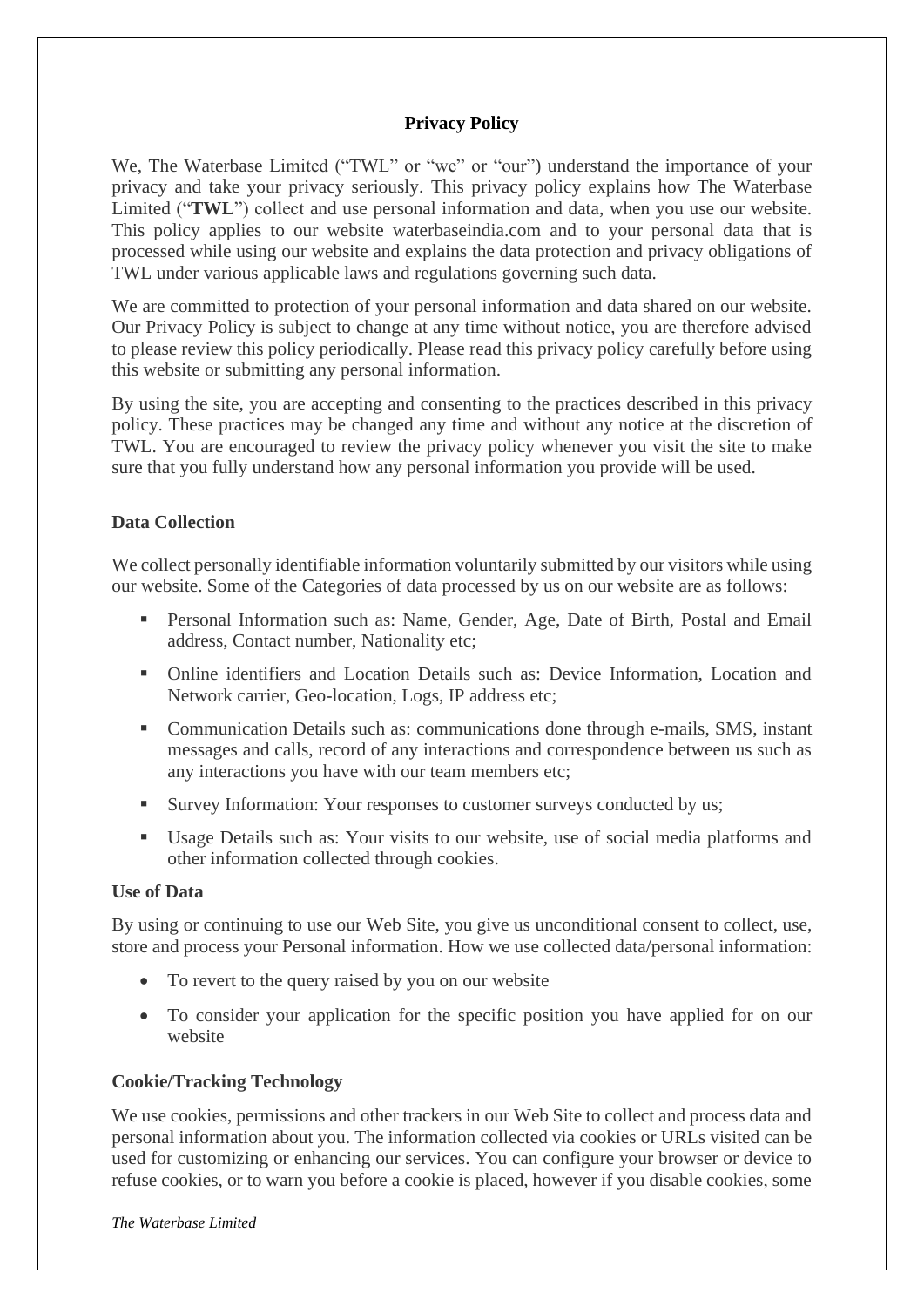# Privacy Policy

We, The Waterbase Limited ("TWL" or "we" or "our") understand the importance of your privacy and take your privacy seriously. This privacy policy explains how The Waterbase Limited ("**TWL**") collect and use personal information and data, when you use our website. This policy applies to our website waterbaseindia.com and to your personal data that is processed while using our website and explains the data protection and privacy obligations of TWL under various applicable laws and regulations governing such data.

We are committed to protection of your personal information and data shared on our website. Our Privacy Policy is subject to change at any time without notice, you are therefore advised to please review this policy periodically. Please read this privacy policy carefully before using this website or submitting any personal information.

By using the site, you are accepting and consenting to the practices described in this privacy policy. These practices may be changed any time and without any notice at the discretion of TWL. You are encouraged to review the privacy policy whenever you visit the site to make sure that you fully understand how any personal information you provide will be used.

## Data Collection

We collect personally identifiable information voluntarily submitted by our visitors while using our website. Some of the Categories of data processed by us on our website are as follows:

- Personal Information such as: Name, Gender, Age, Date of Birth, Postal and Email address, Contact number, Nationality etc;
- Online identifiers and Location Details such as: Device Information, Location and Network carrier, Geo-location, Logs, IP address etc;
- Communication Details such as: communications done through e-mails, SMS, instant messages and calls, record of any interactions and correspondence between us such as any interactions you have with our team members etc;
- Survey Information: Your responses to customer surveys conducted by us;
- Usage Details such as: Your visits to our website, use of social media platforms and other information collected through cookies.

## Use of Data

By using or continuing to use our Web Site, you give us unconditional consent to collect, use, store and process your Personal information. How we use collected data/personal information:

- To revert to the query raised by you on our website
- To consider your application for the specific position you have applied for on our website

## Cookie/Tracking Technology

We use cookies, permissions and other trackers in our Web Site to collect and process data and personal information about you. The information collected via cookies or URLs visited can be used for customizing or enhancing our services. You can configure your browser or device to refuse cookies, or to warn you before a cookie is placed, however if you disable cookies, some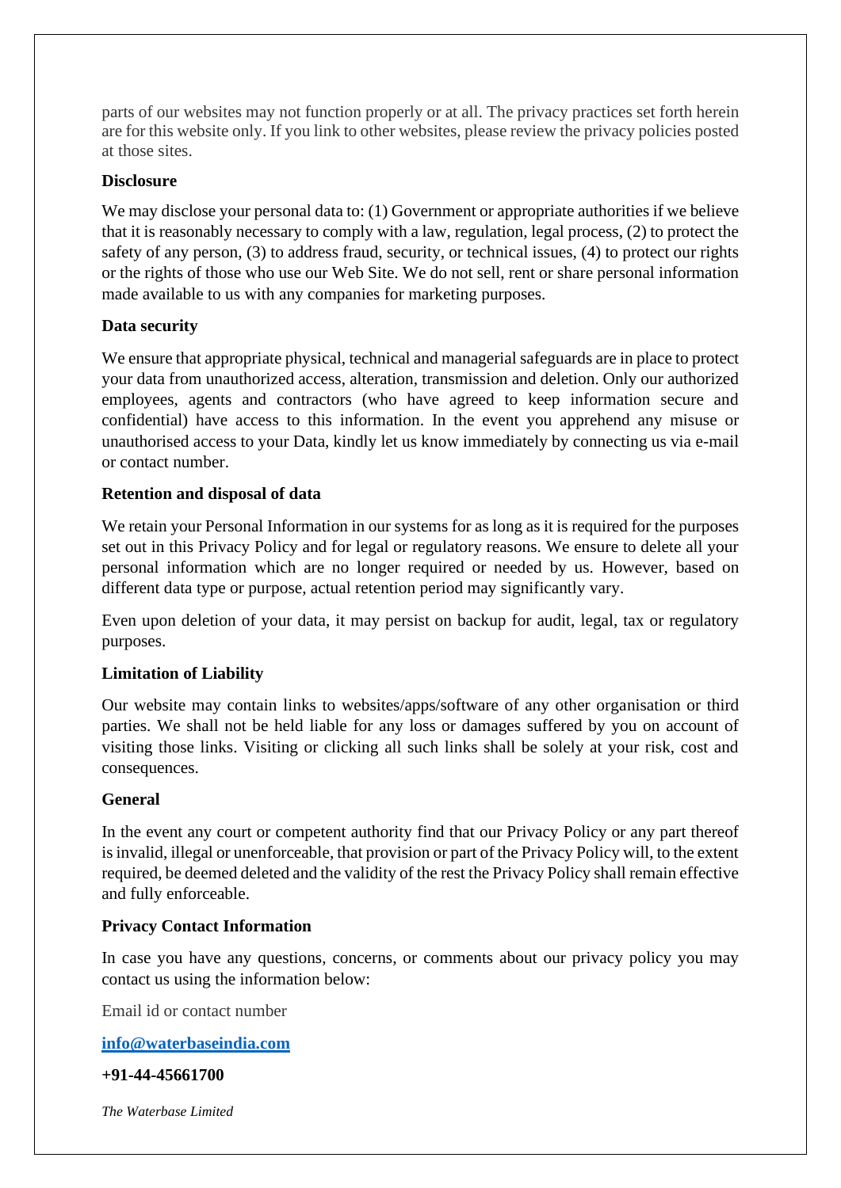parts of our websites may not function properly or at all. The privacy practices set forth herein are for this website only. If you link to other websites, please review the privacy policies posted at those sites.

**Disclosure**

We may disclose your personal data to: (1) Government or appropriate authorities if we believe that it is reasonably necessary to comply with a law, regulation, legal process, (2) to protect the safety of any person, (3) to address fraud, security, or technical issues, (4) to protect our rights or the rights of those who use our Web Site. We do not sell, rent or share personal information made available to us with any companies for marketing purposes.

**Data security**

We ensure that appropriate physical, technical and managerial safeguards are in place to protect your data from unauthorized access, alteration, transmission and deletion. Only our authorized employees, agents and contractors (who have agreed to keep information secure and confidential) have access to this information. In the event you apprehend any misuse or unauthorised access to your Data, kindly let us know immediately by connecting us via e-mail or contact number.

**Retention and disposal of data**

We retain your Personal Information in our systems for as long as it is required for the purposes set out in this Privacy Policy and for legal or regulatory reasons. We ensure to delete all your personal information which are no longer required or needed by us. However, based on different data type or purpose, actual retention period may significantly vary.

Even upon deletion of your data, it may persist on backup for audit, legal, tax or regulatory purposes.

**Limitation of Liability**

Our website may contain links to websites/apps/software of any other organisation or third parties. We shall not be held liable for any loss or damages suffered by you on account of visiting those links. Visiting or clicking all such links shall be solely at your risk, cost and consequences.

**General**

In the event any court or competent authority find that our Privacy Policy or any part thereof is invalid, illegal or unenforceable, that provision or part of the Privacy Policy will, to the extent required, be deemed deleted and the validity of the rest the Privacy Policy shall remain effective and fully enforceable.

**Privacy Contact Information**

In case you have any questions, concerns, or comments about our privacy policy you may contact us using the information below:

Email id or contact number

**[info@waterbaseindia.com](mailto:info@waterbaseindia.com)**

**+91-44-45661700**

*The Waterbase Limited*